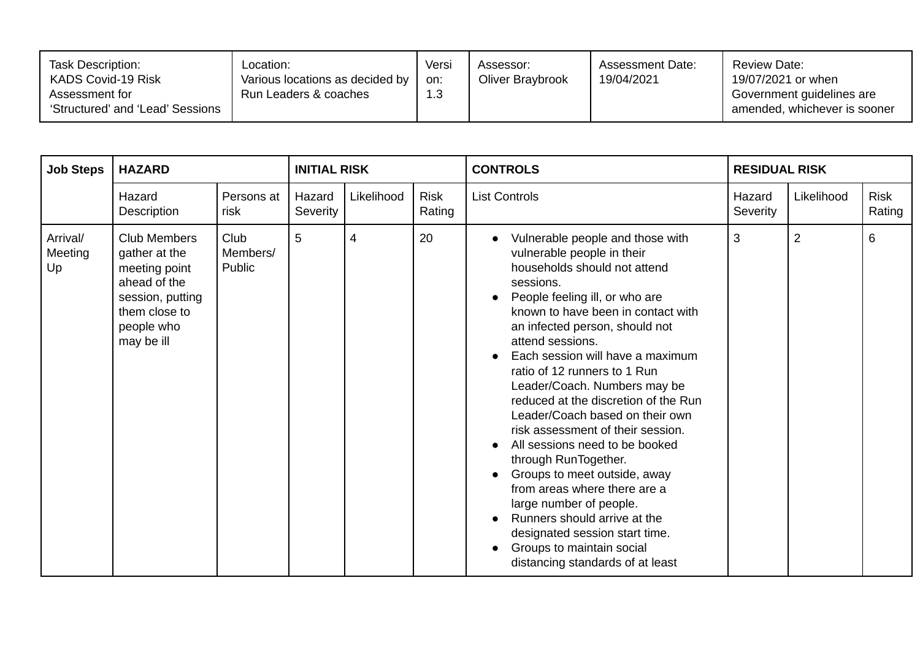| Task Description: KADS Covid-19 Risk Assessment for 'Structured' and 'Lead' Sessions | Location: Various locations as decided by Run Leaders & coaches | Version: 1.3 | Assessor: Oliver Braybrook | Assessment Date: 19/04/2021 | Review Date: 19/07/2021 or when Government guidelines are amended, whichever is sooner |
|---|---|---|---|---|---|

| Job Steps | HAZARD | | INITIAL RISK | | | CONTROLS | RESIDUAL RISK | | |
|---|---|---|---|---|---|---|---|---|---|
| | Hazard Description | Persons at risk | Hazard Severity | Likelihood | Risk Rating | List Controls | Hazard Severity | Likelihood | Risk Rating |
| Arrival/ Meeting Up | Club Members gather at the meeting point ahead of the session, putting them close to people who may be ill | Club Members/ Public | 5 | 4 | 20 | • Vulnerable people and those with vulnerable people in their households should not attend sessions.<br>• People feeling ill, or who are known to have been in contact with an infected person, should not attend sessions.<br>• Each session will have a maximum ratio of 12 runners to 1 Run Leader/Coach. Numbers may be reduced at the discretion of the Run Leader/Coach based on their own risk assessment of their session.<br>• All sessions need to be booked through RunTogether.<br>• Groups to meet outside, away from areas where there are a large number of people.<br>• Runners should arrive at the designated session start time.<br>• Groups to maintain social distancing standards of at least | 3 | 2 | 6 |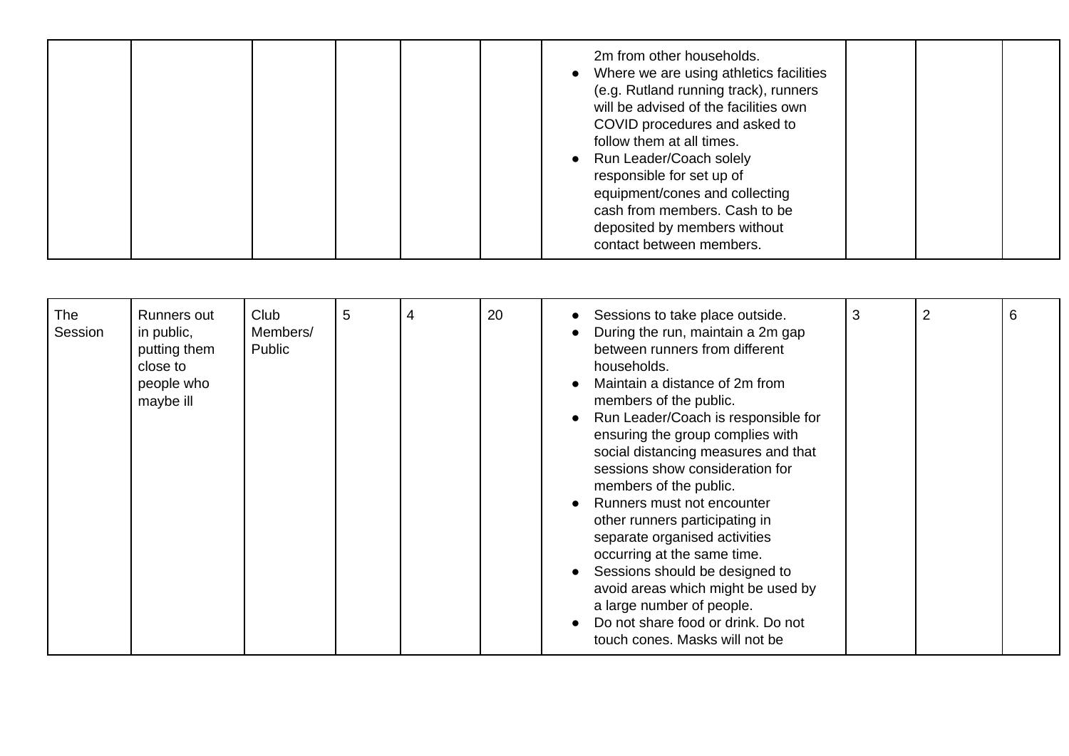| | | | | | | | | | |
|---|---|---|---|---|---|---|---|---|---|
| | | | | | | 2m from other households.<br>● Where we are using athletics facilities (e.g. Rutland running track), runners will be advised of the facilities own COVID procedures and asked to follow them at all times.<br>● Run Leader/Coach solely responsible for set up of equipment/cones and collecting cash from members. Cash to be deposited by members without contact between members. | | | |

| | | | | | | | | | |
|---|---|---|---|---|---|---|---|---|---|
| The Session | Runners out in public, putting them close to people who maybe ill | Club Members/ Public | 5 | 4 | 20 | ● Sessions to take place outside.<br>● During the run, maintain a 2m gap between runners from different households.<br>● Maintain a distance of 2m from members of the public.<br>● Run Leader/Coach is responsible for ensuring the group complies with social distancing measures and that sessions show consideration for members of the public.<br>● Runners must not encounter other runners participating in separate organised activities occurring at the same time.<br>● Sessions should be designed to avoid areas which might be used by a large number of people.<br>● Do not share food or drink. Do not touch cones. Masks will not be | 3 | 2 | 6 |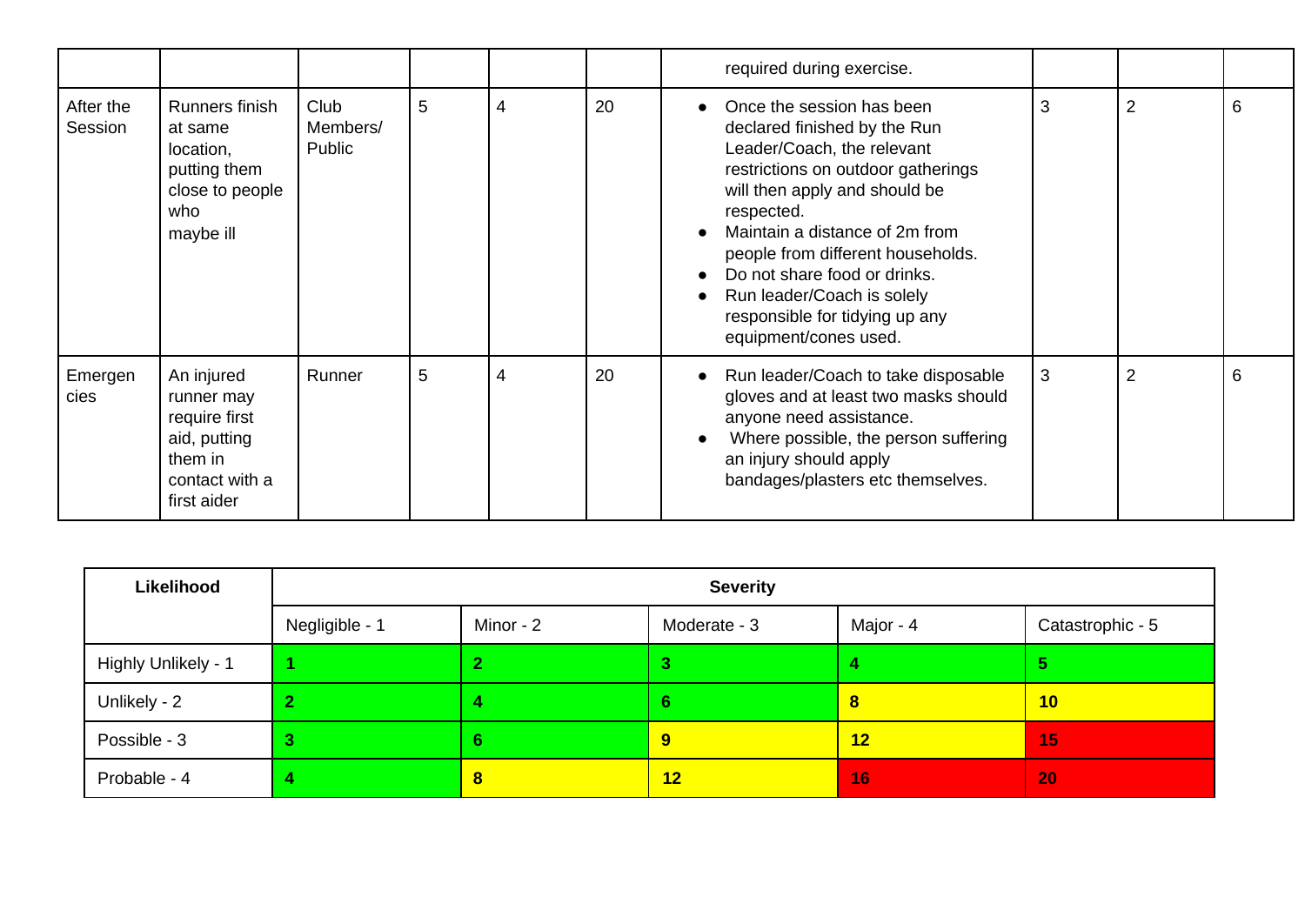| | | | | | | | | | |
|---|---|---|---|---|---|---|---|---|---|
| | | | | | | required during exercise. | | | |
| After the Session | Runners finish at same location, putting them close to people who maybe ill | Club Members/ Public | 5 | 4 | 20 | • Once the session has been declared finished by the Run Leader/Coach, the relevant restrictions on outdoor gatherings will then apply and should be respected.<br>• Maintain a distance of 2m from people from different households.<br>• Do not share food or drinks.<br>• Run leader/Coach is solely responsible for tidying up any equipment/cones used. | 3 | 2 | 6 |
| Emergencies | An injured runner may require first aid, putting them in contact with a first aider | Runner | 5 | 4 | 20 | • Run leader/Coach to take disposable gloves and at least two masks should anyone need assistance.<br>• Where possible, the person suffering an injury should apply bandages/plasters etc themselves. | 3 | 2 | 6 |

| **Likelihood** | **Severity** | | | | |
|---|---|---|---|---|---|
| | Negligible - 1 | Minor - 2 | Moderate - 3 | Major - 4 | Catastrophic - 5 |
| Highly Unlikely - 1 | **1** | **2** | **3** | **4** | **5** |
| Unlikely - 2 | **2** | **4** | **6** | **8** | **10** |
| Possible - 3 | **3** | **6** | **9** | **12** | **15** |
| Probable - 4 | **4** | **8** | **12** | **16** | **20** |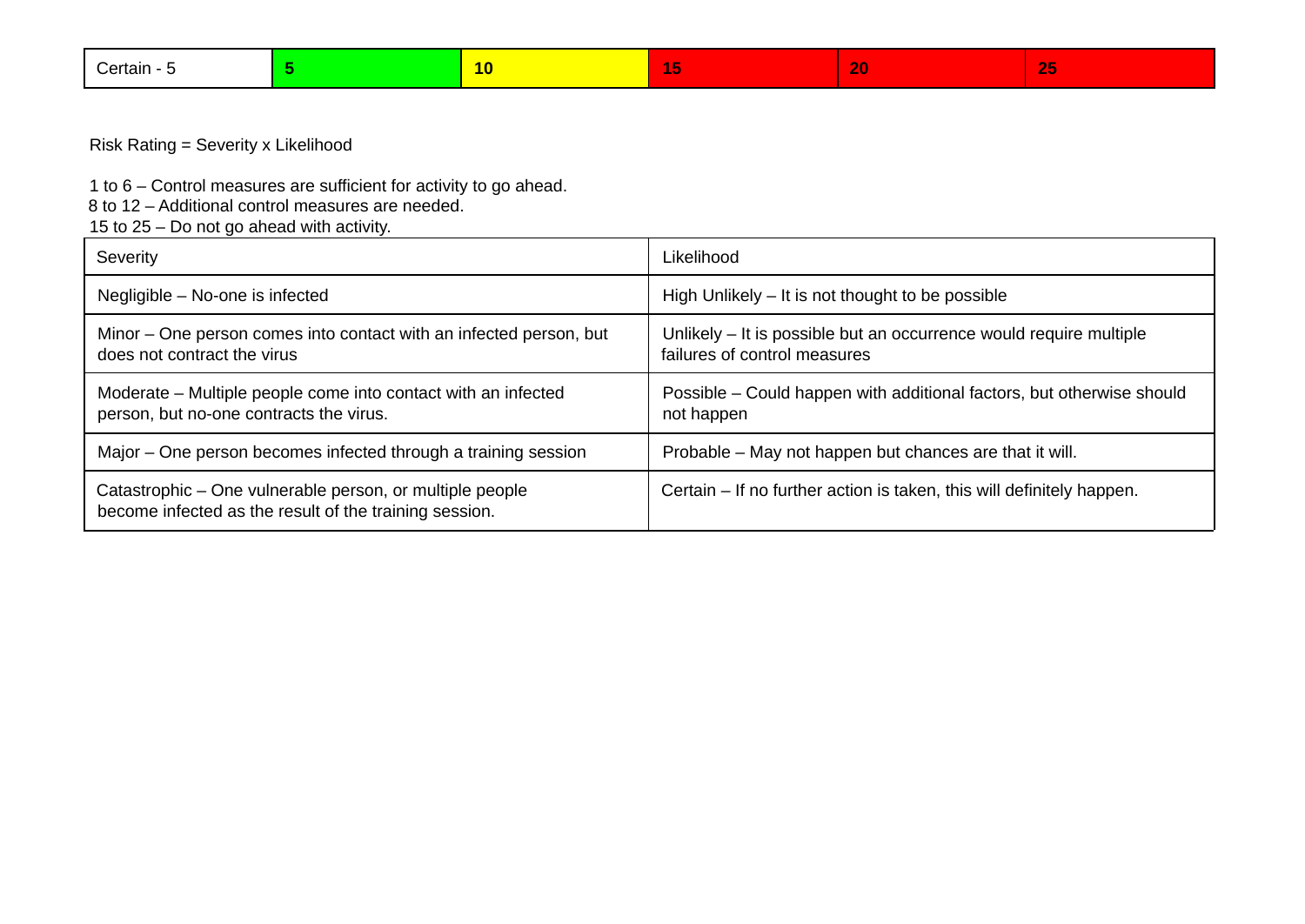| | | | | | |
|---|---|---|---|---|---|
| Certain - 5 | **5** | **10** | **15** | **20** | **25** |

Risk Rating = Severity x Likelihood

1 to 6 – Control measures are sufficient for activity to go ahead.
8 to 12 – Additional control measures are needed.
15 to 25 – Do not go ahead with activity.

| Severity | Likelihood |
|---|---|
| Negligible – No-one is infected | High Unlikely – It is not thought to be possible |
| Minor – One person comes into contact with an infected person, but does not contract the virus | Unlikely – It is possible but an occurrence would require multiple failures of control measures |
| Moderate – Multiple people come into contact with an infected person, but no-one contracts the virus. | Possible – Could happen with additional factors, but otherwise should not happen |
| Major – One person becomes infected through a training session | Probable – May not happen but chances are that it will. |
| Catastrophic – One vulnerable person, or multiple people become infected as the result of the training session. | Certain – If no further action is taken, this will definitely happen. |